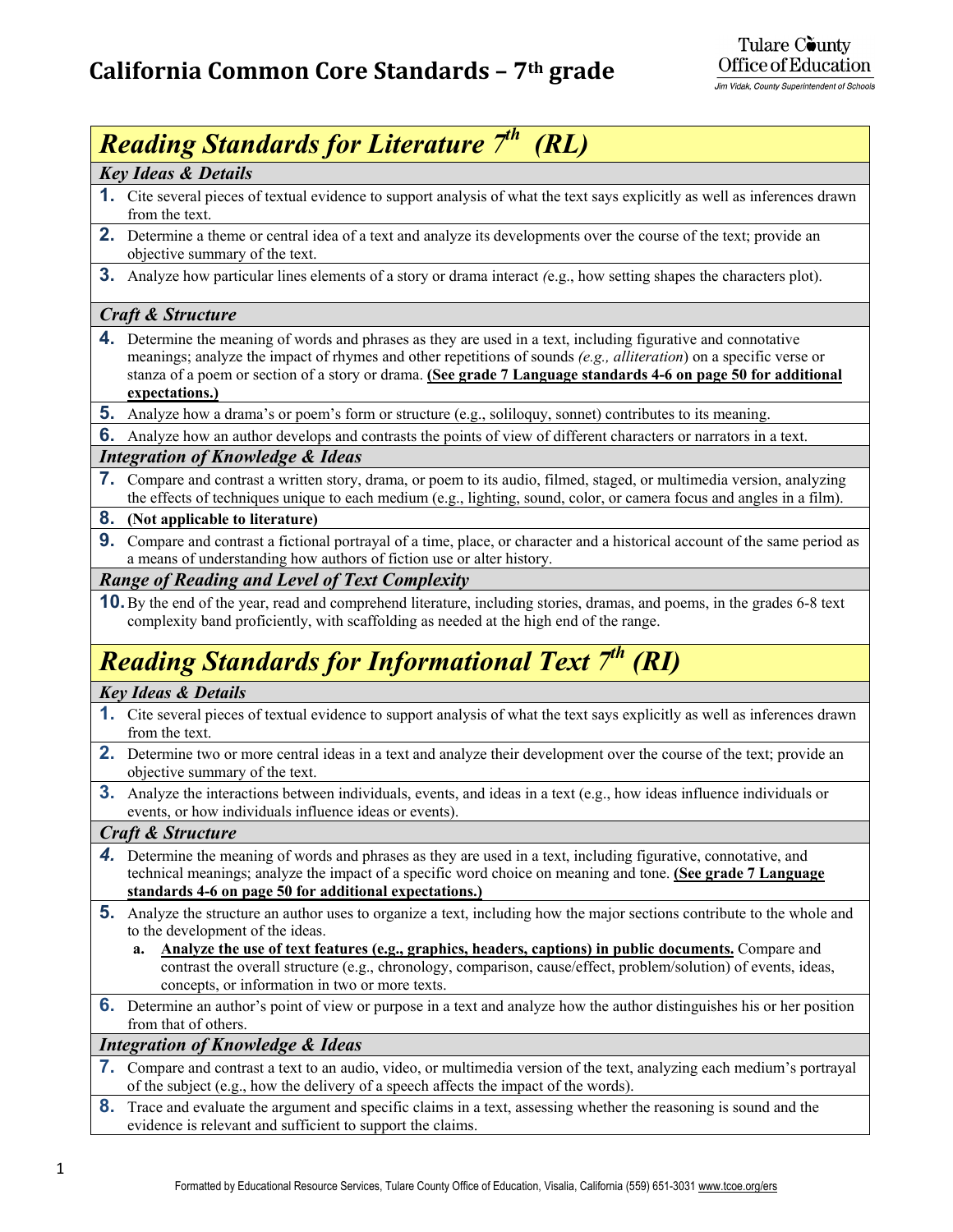# California Common Core Standards – 7th grade

Tulare County Office of Education
*Jim Vidak, County Superintendent of Schools*

## *Reading Standards for Literature 7th (RL)*

### *Key Ideas & Details*

1. Cite several pieces of textual evidence to support analysis of what the text says explicitly as well as inferences drawn from the text.
2. Determine a theme or central idea of a text and analyze its developments over the course of the text; provide an objective summary of the text.
3. Analyze how particular lines elements of a story or drama interact *(*e.g., how setting shapes the characters plot).

### *Craft & Structure*

4. Determine the meaning of words and phrases as they are used in a text, including figurative and connotative meanings; analyze the impact of rhymes and other repetitions of sounds *(e.g., alliteration*) on a specific verse or stanza of a poem or section of a story or drama. **(See grade 7 Language standards 4-6 on page 50 for additional expectations.)**
5. Analyze how a drama's or poem's form or structure (e.g., soliloquy, sonnet) contributes to its meaning.
6. Analyze how an author develops and contrasts the points of view of different characters or narrators in a text.

### *Integration of Knowledge & Ideas*

7. Compare and contrast a written story, drama, or poem to its audio, filmed, staged, or multimedia version, analyzing the effects of techniques unique to each medium (e.g., lighting, sound, color, or camera focus and angles in a film).
8. **(Not applicable to literature)**
9. Compare and contrast a fictional portrayal of a time, place, or character and a historical account of the same period as a means of understanding how authors of fiction use or alter history.

### *Range of Reading and Level of Text Complexity*

10. By the end of the year, read and comprehend literature, including stories, dramas, and poems, in the grades 6-8 text complexity band proficiently, with scaffolding as needed at the high end of the range.

## *Reading Standards for Informational Text 7th (RI)*

### *Key Ideas & Details*

1. Cite several pieces of textual evidence to support analysis of what the text says explicitly as well as inferences drawn from the text.
2. Determine two or more central ideas in a text and analyze their development over the course of the text; provide an objective summary of the text.
3. Analyze the interactions between individuals, events, and ideas in a text (e.g., how ideas influence individuals or events, or how individuals influence ideas or events).

### *Craft & Structure*

4. Determine the meaning of words and phrases as they are used in a text, including figurative, connotative, and technical meanings; analyze the impact of a specific word choice on meaning and tone. **(See grade 7 Language standards 4-6 on page 50 for additional expectations.)**
5. Analyze the structure an author uses to organize a text, including how the major sections contribute to the whole and to the development of the ideas.
   a. **Analyze the use of text features (e.g., graphics, headers, captions) in public documents.** Compare and contrast the overall structure (e.g., chronology, comparison, cause/effect, problem/solution) of events, ideas, concepts, or information in two or more texts.
6. Determine an author's point of view or purpose in a text and analyze how the author distinguishes his or her position from that of others.

### *Integration of Knowledge & Ideas*

7. Compare and contrast a text to an audio, video, or multimedia version of the text, analyzing each medium's portrayal of the subject (e.g., how the delivery of a speech affects the impact of the words).
8. Trace and evaluate the argument and specific claims in a text, assessing whether the reasoning is sound and the evidence is relevant and sufficient to support the claims.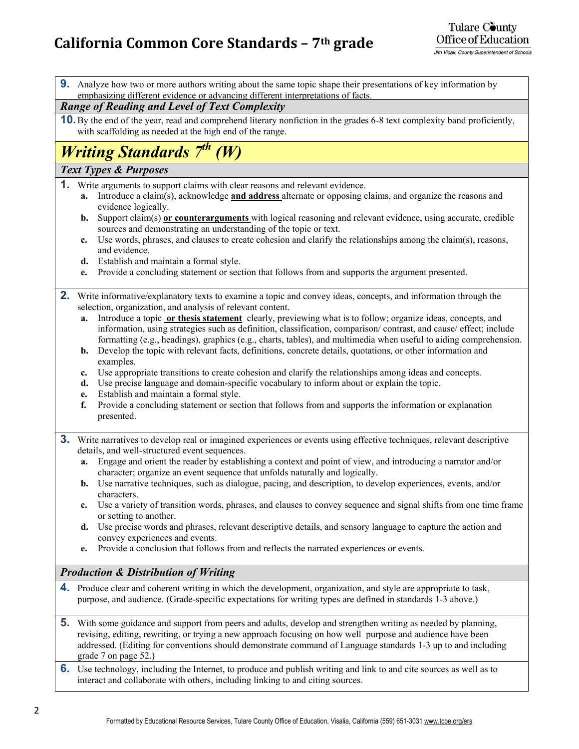**9.** Analyze how two or more authors writing about the same topic shape their presentations of key information by emphasizing different evidence or advancing different interpretations of facts.

### *Range of Reading and Level of Text Complexity*

**10.** By the end of the year, read and comprehend literary nonfiction in the grades 6-8 text complexity band proficiently, with scaffolding as needed at the high end of the range.

## *Writing Standards 7th (W)*

### *Text Types & Purposes*

**1.** Write arguments to support claims with clear reasons and relevant evidence.

- **a.** Introduce a claim(s), acknowledge **and address** alternate or opposing claims, and organize the reasons and evidence logically.
- **b.** Support claim(s) **or counterarguments** with logical reasoning and relevant evidence, using accurate, credible sources and demonstrating an understanding of the topic or text.
- **c.** Use words, phrases, and clauses to create cohesion and clarify the relationships among the claim(s), reasons, and evidence.
- **d.** Establish and maintain a formal style.
- **e.** Provide a concluding statement or section that follows from and supports the argument presented.

**2.** Write informative/explanatory texts to examine a topic and convey ideas, concepts, and information through the selection, organization, and analysis of relevant content.

- **a.** Introduce a topic **or thesis statement** clearly, previewing what is to follow; organize ideas, concepts, and information, using strategies such as definition, classification, comparison/ contrast, and cause/ effect; include formatting (e.g., headings), graphics (e.g., charts, tables), and multimedia when useful to aiding comprehension.
- **b.** Develop the topic with relevant facts, definitions, concrete details, quotations, or other information and examples.
- **c.** Use appropriate transitions to create cohesion and clarify the relationships among ideas and concepts.
- **d.** Use precise language and domain-specific vocabulary to inform about or explain the topic.
- **e.** Establish and maintain a formal style.
- **f.** Provide a concluding statement or section that follows from and supports the information or explanation presented.

**3.** Write narratives to develop real or imagined experiences or events using effective techniques, relevant descriptive details, and well-structured event sequences.

- **a.** Engage and orient the reader by establishing a context and point of view, and introducing a narrator and/or character; organize an event sequence that unfolds naturally and logically.
- **b.** Use narrative techniques, such as dialogue, pacing, and description, to develop experiences, events, and/or characters.
- **c.** Use a variety of transition words, phrases, and clauses to convey sequence and signal shifts from one time frame or setting to another.
- **d.** Use precise words and phrases, relevant descriptive details, and sensory language to capture the action and convey experiences and events.
- **e.** Provide a conclusion that follows from and reflects the narrated experiences or events.

### *Production & Distribution of Writing*

**4.** Produce clear and coherent writing in which the development, organization, and style are appropriate to task, purpose, and audience. (Grade-specific expectations for writing types are defined in standards 1-3 above.)

**5.** With some guidance and support from peers and adults, develop and strengthen writing as needed by planning, revising, editing, rewriting, or trying a new approach focusing on how well purpose and audience have been addressed. (Editing for conventions should demonstrate command of Language standards 1-3 up to and including grade 7 on page 52.)

**6.** Use technology, including the Internet, to produce and publish writing and link to and cite sources as well as to interact and collaborate with others, including linking to and citing sources.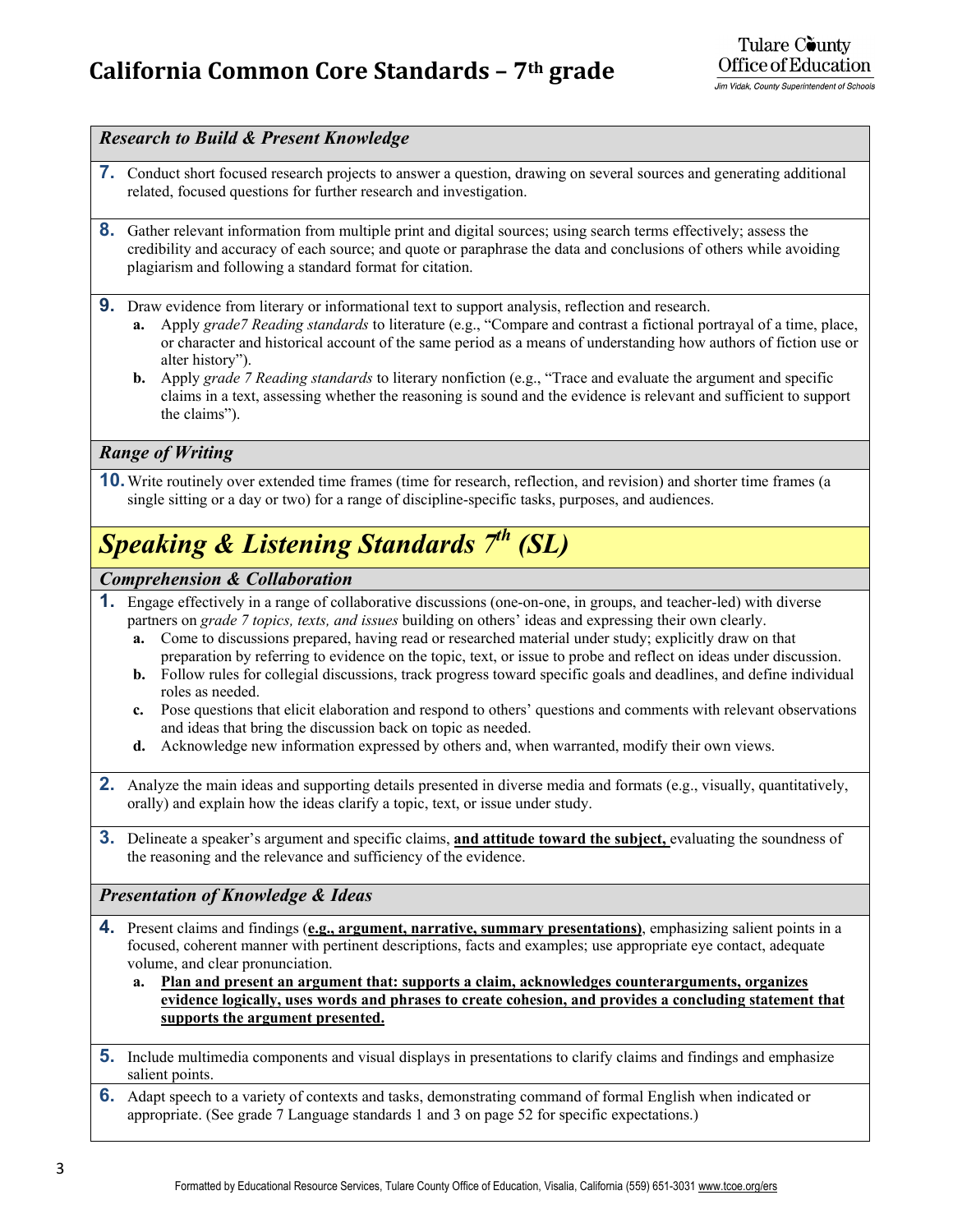### *Research to Build & Present Knowledge*

**7.** Conduct short focused research projects to answer a question, drawing on several sources and generating additional related, focused questions for further research and investigation.

**8.** Gather relevant information from multiple print and digital sources; using search terms effectively; assess the credibility and accuracy of each source; and quote or paraphrase the data and conclusions of others while avoiding plagiarism and following a standard format for citation.

**9.** Draw evidence from literary or informational text to support analysis, reflection and research.

- **a.** Apply *grade7 Reading standards* to literature (e.g., "Compare and contrast a fictional portrayal of a time, place, or character and historical account of the same period as a means of understanding how authors of fiction use or alter history").
- **b.** Apply *grade 7 Reading standards* to literary nonfiction (e.g., "Trace and evaluate the argument and specific claims in a text, assessing whether the reasoning is sound and the evidence is relevant and sufficient to support the claims").

### *Range of Writing*

**10.** Write routinely over extended time frames (time for research, reflection, and revision) and shorter time frames (a single sitting or a day or two) for a range of discipline-specific tasks, purposes, and audiences.

## *Speaking & Listening Standards 7th (SL)*

### *Comprehension & Collaboration*

**1.** Engage effectively in a range of collaborative discussions (one-on-one, in groups, and teacher-led) with diverse partners on *grade 7 topics, texts, and issues* building on others' ideas and expressing their own clearly.

- **a.** Come to discussions prepared, having read or researched material under study; explicitly draw on that preparation by referring to evidence on the topic, text, or issue to probe and reflect on ideas under discussion.
- **b.** Follow rules for collegial discussions, track progress toward specific goals and deadlines, and define individual roles as needed.
- **c.** Pose questions that elicit elaboration and respond to others' questions and comments with relevant observations and ideas that bring the discussion back on topic as needed.
- **d.** Acknowledge new information expressed by others and, when warranted, modify their own views.

**2.** Analyze the main ideas and supporting details presented in diverse media and formats (e.g., visually, quantitatively, orally) and explain how the ideas clarify a topic, text, or issue under study.

**3.** Delineate a speaker's argument and specific claims, <u>**and attitude toward the subject,**</u> evaluating the soundness of the reasoning and the relevance and sufficiency of the evidence.

### *Presentation of Knowledge & Ideas*

**4.** Present claims and findings (<u>**e.g., argument, narrative, summary presentations)**</u>, emphasizing salient points in a focused, coherent manner with pertinent descriptions, facts and examples; use appropriate eye contact, adequate volume, and clear pronunciation.

- **a.** <u>**Plan and present an argument that: supports a claim, acknowledges counterarguments, organizes evidence logically, uses words and phrases to create cohesion, and provides a concluding statement that supports the argument presented.**</u>

**5.** Include multimedia components and visual displays in presentations to clarify claims and findings and emphasize salient points.

**6.** Adapt speech to a variety of contexts and tasks, demonstrating command of formal English when indicated or appropriate. (See grade 7 Language standards 1 and 3 on page 52 for specific expectations.)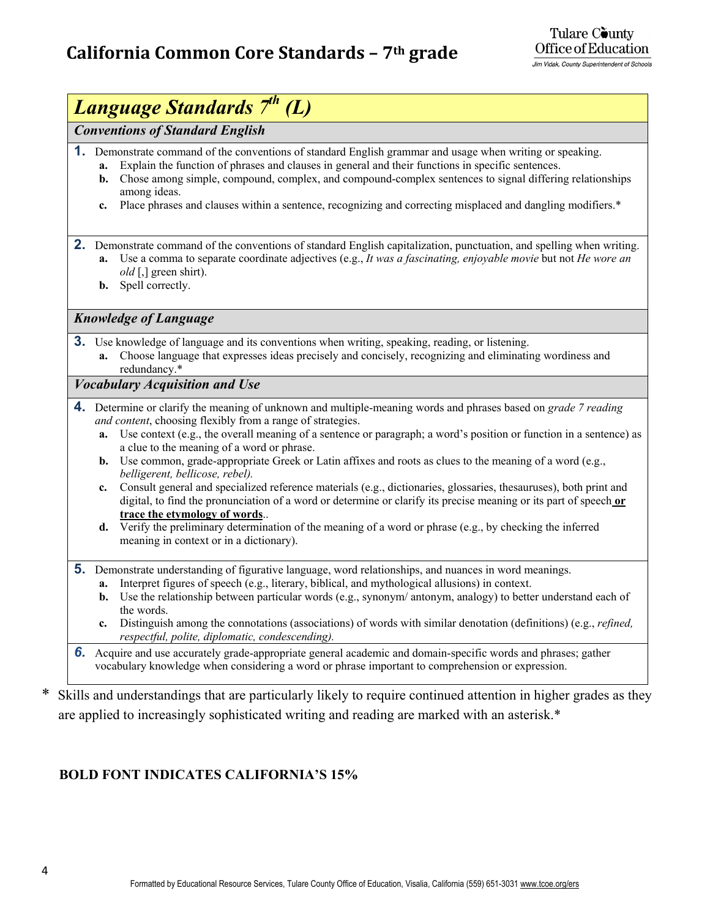# California Common Core Standards – 7th grade

## *Language Standards 7th (L)*

### *Conventions of Standard English*

**1.** Demonstrate command of the conventions of standard English grammar and usage when writing or speaking.

- **a.** Explain the function of phrases and clauses in general and their functions in specific sentences.
- **b.** Chose among simple, compound, complex, and compound-complex sentences to signal differing relationships among ideas.
- **c.** Place phrases and clauses within a sentence, recognizing and correcting misplaced and dangling modifiers.*

**2.** Demonstrate command of the conventions of standard English capitalization, punctuation, and spelling when writing.

- **a.** Use a comma to separate coordinate adjectives (e.g., *It was a fascinating, enjoyable movie* but not *He wore an old* [,] green shirt).
- **b.** Spell correctly.

### *Knowledge of Language*

**3.** Use knowledge of language and its conventions when writing, speaking, reading, or listening.

- **a.** Choose language that expresses ideas precisely and concisely, recognizing and eliminating wordiness and redundancy.*

### *Vocabulary Acquisition and Use*

**4.** Determine or clarify the meaning of unknown and multiple-meaning words and phrases based on *grade 7 reading and content*, choosing flexibly from a range of strategies.

- **a.** Use context (e.g., the overall meaning of a sentence or paragraph; a word's position or function in a sentence) as a clue to the meaning of a word or phrase.
- **b.** Use common, grade-appropriate Greek or Latin affixes and roots as clues to the meaning of a word (e.g., *belligerent, bellicose, rebel).*
- **c.** Consult general and specialized reference materials (e.g., dictionaries, glossaries, thesauruses), both print and digital, to find the pronunciation of a word or determine or clarify its precise meaning or its part of speech **or trace the etymology of words**..
- **d.** Verify the preliminary determination of the meaning of a word or phrase (e.g., by checking the inferred meaning in context or in a dictionary).

**5.** Demonstrate understanding of figurative language, word relationships, and nuances in word meanings.

- **a.** Interpret figures of speech (e.g., literary, biblical, and mythological allusions) in context.
- **b.** Use the relationship between particular words (e.g., synonym/ antonym, analogy) to better understand each of the words.
- **c.** Distinguish among the connotations (associations) of words with similar denotation (definitions) (e.g., *refined, respectful, polite, diplomatic, condescending).*

**6.** Acquire and use accurately grade-appropriate general academic and domain-specific words and phrases; gather vocabulary knowledge when considering a word or phrase important to comprehension or expression.

\* Skills and understandings that are particularly likely to require continued attention in higher grades as they are applied to increasingly sophisticated writing and reading are marked with an asterisk.*

**BOLD FONT INDICATES CALIFORNIA'S 15%**